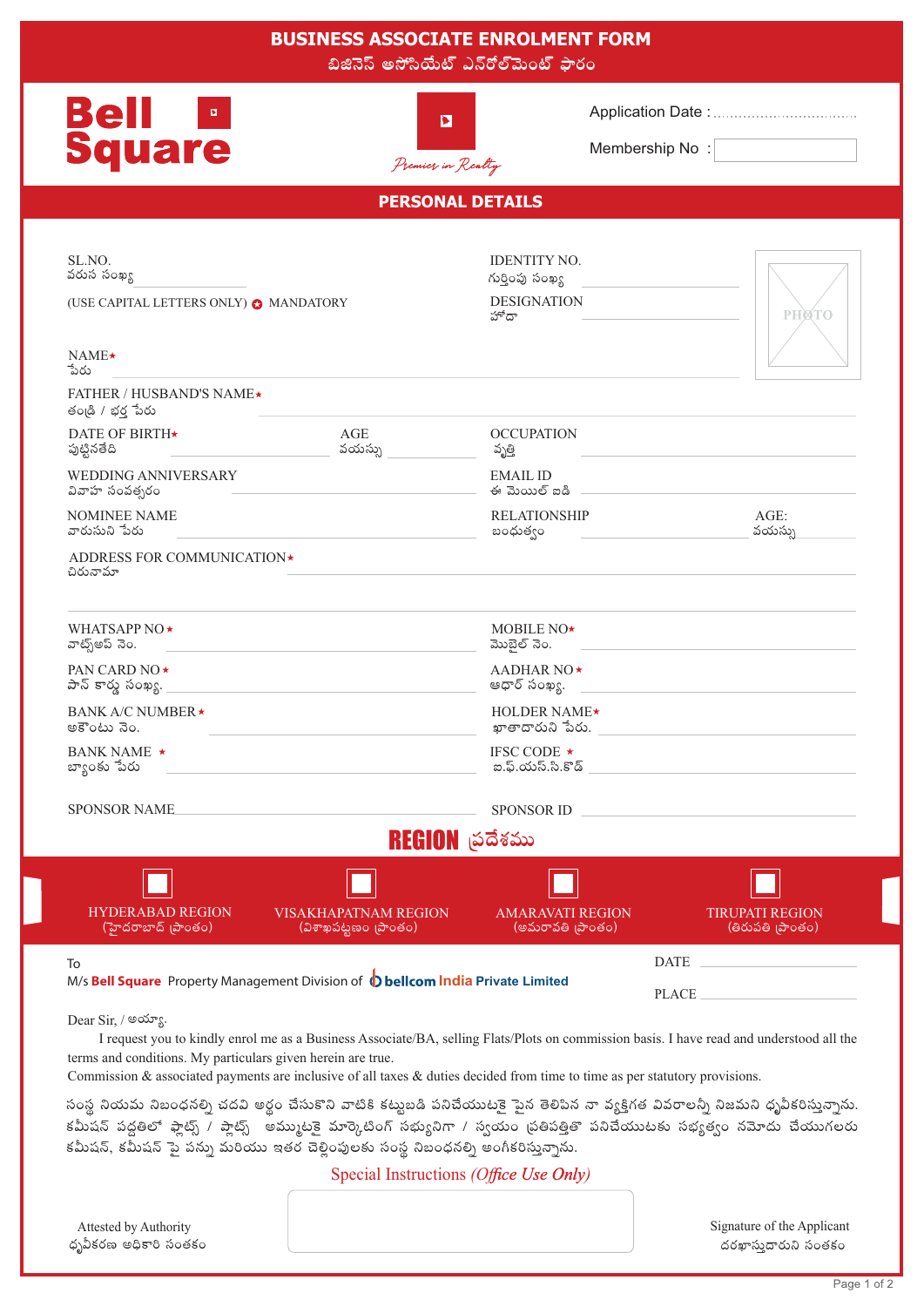# BUSINESS ASSOCIATE ENROLMENT FORM

బిజినెస్ అసోసియేట్ ఎన్‌రోల్‌మెంట్ ఫారం

**Bell Square**

*Premier in Realty*

Application Date : ..................................

Membership No :

## PERSONAL DETAILS

SL.NO.
వరుస సంఖ్య ____________________

IDENTITY NO.
గుర్తింపు సంఖ్య ____________________

(USE CAPITAL LETTERS ONLY) ✪ MANDATORY

DESIGNATION
హోదా ____________________

PHOTO

NAME*
పేరు ____________________

FATHER / HUSBAND'S NAME*
తండ్రి / భర్త పేరు ____________________

DATE OF BIRTH*
పుట్టినతేది ____________________

AGE
వయస్సు ____________________

OCCUPATION
వృత్తి ____________________

WEDDING ANNIVERSARY
వివాహ సంవత్సరం ____________________

EMAIL ID
ఈ మెయిల్ ఐడి ____________________

NOMINEE NAME
వారుసుని పేరు ____________________

RELATIONSHIP
బంధుత్వం ____________________

AGE:
వయస్సు ____________________

ADDRESS FOR COMMUNICATION*
చిరునామా ____________________

WHATSAPP NO*
వాట్స్అప్ నెం. ____________________

MOBILE NO*
మొబైల్ నెం. ____________________

PAN CARD NO*
పాన్ కార్డు సంఖ్య. ____________________

AADHAR NO*
ఆధార్ సంఖ్య. ____________________

BANK A/C NUMBER*
అకౌంటు నెం. ____________________

HOLDER NAME*
ఖాతాదారుని పేరు. ____________________

BANK NAME *
బ్యాంకు పేరు ____________________

IFSC CODE *
ఐ.ఫ్.యస్.సి.కోడ్ ____________________

SPONSOR NAME ____________________

SPONSOR ID ____________________

## REGION ప్రదేశము

☐ HYDERABAD REGION (హైదరాబాద్ ప్రాంతం)

☐ VISAKHAPATNAM REGION (విశాఖపట్టణం ప్రాంతం)

☐ AMARAVATI REGION (అమరావతి ప్రాంతం)

☐ TIRUPATI REGION (తిరుపతి ప్రాంతం)

To
M/s **Bell Square** Property Management Division of **bellcom India Private Limited**

DATE ____________________

PLACE ____________________

Dear Sir, / అయ్యా.

I request you to kindly enrol me as a Business Associate/BA, selling Flats/Plots on commission basis. I have read and understood all the terms and conditions. My particulars given herein are true.

Commission & associated payments are inclusive of all taxes & duties decided from time to time as per statutory provisions.

సంస్థ నియమ నిబంధనల్ని చదవి అర్థం చేసుకొని వాటికి కట్టుబడి పనిచేయుటకై పైన తెలిపిన నా వ్యక్తిగత వివరాలన్నీ నిజమని ధృవీకరిస్తున్నాను. కమీషన్ పద్ధతిలో ఫ్లాట్స్ / ప్లాట్స్ అమ్ముటకై మార్కెటింగ్ సభ్యునిగా / స్వయం ప్రతిపత్తితో పనిచేయుటకు సభ్యత్వం నమోదు చేయుగలరు కమీషన్, కమీషన్ పై పన్ను మరియు ఇతర చెల్లింపులకు సంస్థ నిబంధనల్ని అంగీకరిస్తున్నాను.

Special Instructions *(Office Use Only)*

Attested by Authority
ధృవీకరణ అధికారి సంతకం

Signature of the Applicant
దరఖాస్తుదారుని సంతకం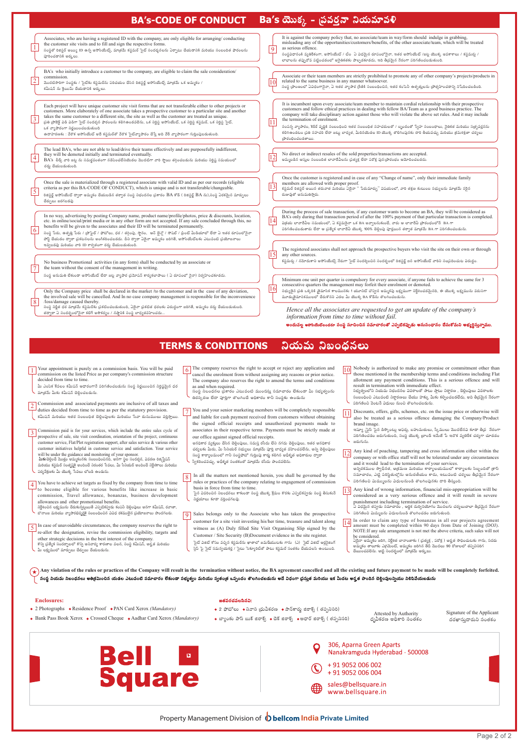# BA's-CODE OF CONDUCT  Ba's యొక్క - ప్రవర్తనా నియమావళి

1. Associates, who are having a registered ID with the company, are only eligible for arranging/ conducting the customer site visits and to fill and sign the respective forms.
సంస్థతో రిజిస్టర్ అయ్యి ID ఉన్న అసోసియేట్స్, మాత్రమే కస్టమర్ సైట్ సందర్శనలను ఏర్పాటు చేయడానికి మరియు సంబంధిత ఫారంలను పూరించడానికి అర్హులు.

2. BA's who initially introduce a customer to the company, are eligible to claim the sale consideration/ commission.
మొదటిసారిగా సంస్థకు / సైట్‌కు కస్టమర్‌ను పరిచయం చేసిన రిజిస్టర్డ్ అసోసియేట్స్ మాత్రమే ఒక అమ్మకం / కమీషన్ ను క్లెయిమ్ చేయడానికి అర్హులు.

3. Each project will have unique customer site visit forms that are not transferable either to other projects or customers. More elaborately of one associate takes a prospective customer to a particular site and another takes the same customer to a different site, the site as well as the customer are treated as unique.
ప్రతి ప్రాజెక్ట్ వద్ద ఏదైనా సైట్ సందర్శన ఫారంలను కలిగిఉంటుంది, ఒక నిర్దిష్ట అసోసియేట్, ఒక నిర్దిష్ట కస్టమర్, ఒక నిర్దిష్ట సైట్, ఒక వ్యాపారంగా నిర్ణయించబడుతుంది
ఉదాహరణకు : వేరొక అసోసియేట్ అదే కస్టమర్‌తో వేరొక సైట్‌వ్యాపారం చేస్తే అది వేరే వ్యాపారంగా గుర్తించబడుతుంది.

4. The lead BA's, who are not able to lead/drive their teams effectively and are purposefully indifferent, they will be demoted initially and terminated eventually.
BA's టీమ్ వారి జట్టు ను సమర్థవంతంగా నడిపించలేనియెడల మొదటగా వారి స్థాయి తగ్గించబడును మరియు నిర్దిష్ట సమయంలో రద్దు చేయబడుతుంది.

5. Once the sale is materialized through a registered associate with valid ID and as per our records (eligible criteria as per this BA-CODE OF CONDUCT), which is unique and is not transferable/changeable.
రిజిస్టర్డ్ అసోసియేట్ ద్వారా అమ్మకం చేయబడిన తర్వాత సంస్థ నిర్ధారించిన ప్రకారం BA కోడ్ ( రిజిస్టర్డ్ BA ను),సంస్థ ఏకపక్షమైన మార్పులు చేర్పులు జరగబడవు

6. In no way, advertising by posting Company name, product name/profile/photos, price & discounts, location, etc. in online/social/print media or in any other form are not accepted. If any sale concluded through this, no benefits will be given to the associates and their ID will be terminated permanently.
సంస్థ పేరు, ఉత్పత్తి పేరు / ప్రొఫైల్ / ఫోటోలు, ధర / తగ్గింపు, స్థలం, ఆన్ లైన్ / సోషల్ / ప్రింట్ మీడియాలో లేదా ఏ ఇతర రూపంలోనైనా పోస్ట్ చేయడం ద్వారా ప్రకటనలను అంగీకరించబడదు. దీని ద్వారా ఏదైనా అమ్మకం జరిగితే, అసోసియేట్‌లకు ఎటువంటి ప్రయోజనాలు ఇవ్వబడవు మరియు వారి ID శాశ్వతంగా రద్దు చేయబడుతుంది.

7. No business Promotional activities (in any form) shall be conducted by an associate or the team without the consent of the management in writing.
సంస్థ అనుమతి లేకుండా అసోసియేట్ లేదా జట్టు వ్యాపార ప్రమోషన్ కార్యకలాపాలు ( ఏ రూపంలో నైనా) నిర్వహించకూడదు.

8. Only the Company price shall be declared in the market /to the customer and in the case of any deviation, the involved sale will be cancelled. And In no case company management is responsible for the inconvenience /loss/damage caused thereby.
సంస్థ నిర్ణీత ధర మాత్రమే కస్టమర్‌కు ప్రకటించబడుతుంది, ఏదైనా ప్రకటిత ధరలకు విరుద్ధంగా జరిగితే, అమ్మకం రద్దు చేయబడుతుంది. తద్వారా ఏ సందర్భంలోనైనా కలిగే అసౌకర్యం / నష్టానికి సంస్థ బాధ్యతవహించదు...

9. It is against the company policy that, no associate/team in way/form should indulge in grabbing, misleading any of the opportunities/customers/benefits, of the other associate/team, which will be treated as serious offence.
సంస్థవిధానానికి వ్యతిరేకంగా, అసోసియేట్ / టీం ఏ విధమైన రూపంలోనైనా, ఇతర అసోసియేట్ /జట్టు యొక్క అవకాశాలు / కస్టమర్లు / లాభాలను తప్పుదోవ పట్టించడంలో అనైతికకు పాల్పడకూడదు, ఇది తీవ్రమైన నేరంగా పరిగణించబడుతుంది.

10. Associate or their team members are strictly prohibited to promote any of other company's projects/products in related to the same business in any manner whatsoever.
సంస్థ ప్రాంతంలో ఏవిధంగానైనా, ఏ ఇతర వ్యాపార శ్రేణికి సంబంధించిన, ఇతర కంపెనీ ఉత్పత్తులను ప్రోత్సహించడాన్ని నిషేధించబడింది.

11. It is incumbent upon every associate/team member to maintain cordial relationship with their prospective customers and follow ethical practices in dealing with fellow BA/Team as a good business practice. The company will take disciplinary action against those who will violate the above set rules. And it may include the termination of enrolment.
సంభావ్య వ్యాపారం, కెరీర్ వృద్ధికి సంబంధించి ఇతర సంబంధిత సహచరులతో / బృందంతో స్నేహ సంబంధాలు, నైతికత మరియు సత్ప్రవర్తనను కలిగిఉండటం ప్రతి సభ్యుడి లేదా జట్టు బాధ్యత, మేనేజ్‌మెంట్ ID యొక్క తొలగింపుకు దారి తీయవచ్చు మరియు క్రమశిక్షణా చర్యలు ప్రారంభించవచ్చు.

12. No direct or indirect resales of the sold properties/transactions are accepted.
అమ్మబడిన ఆస్తుల సంబంధిత లావాదేవీలను ప్రత్యక్ష లేదా పరోక్ష పునఃప్రారంభం అనుమతించబడదు.

13. Once the customer is registered and in case of any "Change of name", only their immediate family members are allowed with proper proof.
కస్టమర్ రిజిస్టర్ అయిన తరువాత మరియు ఏదైనా " పేరుమార్పు" విషయంలో, వారి తక్షణ కుటుంబ సభ్యులను మాత్రమే సరైన రుజువుతో అనుమతిస్తారు.

14. During the process of sale transaction, if any customer wants to become an BA, they will be considered as BA's only during that transaction period of after the 100% payment of that particular transaction is completed.
విక్రయ లావాదేవీల సమయంలో, ఏ కస్టమరైనా ఒక BA అవ్వాలనుకుంటే, వారు ఆ లావాదేవీ ప్రారంభంలోనే BA గా పరిగణించబడుతారు లేదా ఆ ప్రత్యేక లావాదేవీ యొక్క 100% చెల్లింపు పూర్తయిన తర్వాత మాత్రమే BA గా పరిగణించబడును.

15. The registered associates shall not approach the prospective buyers who visit the site on their own or through any other sources.
కస్టమర్లు / స్వయంగా అసోసియేట్ నేరుగా సైట్ సందర్శించిన సందర్భంలో రిజిస్టర్డ్ బిఏ అసోసియేట్ వారిని సంప్రదించుట వద్దు.

16. Minimum one unit per quarter is compulsory for every associate, if anyone fails to achieve the same for 3 consecutive quarters the management may forfeit their enrolment or demoted.
సభ్యులైన ప్రతి ఒక్కరికి త్రైమాసిక కాలమునకు 1 యూనిట్ విక్రయిస్తే అమ్మకపు లక్ష్యమునూ నిర్దేశించడమైనది, ఈ యొక్క లక్ష్యమును వరుసగా మూడుత్రైమాసికములలో చేరుకొనని ఎడల మీ యొక్క BA కోడ్‌ను తొలగించబడును.

*Hence all the associates are requested to get an update of the company's information from time to time without fail.*
**అందువల్ల అసోసియేట్లందరు సంస్థ సూచించిన సమాచారంతో ఎప్పటికప్పుడు అనుసంధానం చేసుకోమని అభ్యర్థిస్తున్నాము.**

# TERMS & CONDITIONS  నియమ నిబంధనలు

1. Your appointment is purely on a commission basis. You will be paid commission on the listed Price as per company's commission structure decided from time to time.
మీ ఎంపిక కేవలం కమీషన్ ఆధారంగానే పరిగణించబడును సంస్థ నిర్ణయించిన నిర్దిష్టమైన ధర మాత్రమే మీకు కమీషన్ చెల్లించబడును.

2. Commission and associated payments are inclusive of all taxes and duties decided from time to time as per the statutory provision.
కమీషన్ మరియు ఇతర సంబంధిత చెల్లింపులకు మరియు పేవా రుసుములు వర్తిస్తాయి.

3. Commission paid is for your services, which include the entire sales cycle of prospective of sale, site visit coordination, orientation of the project, continuous customer service, Flat/Plot registration support, after sales service & various other customer initiatives helpful in customer service and satisfaction. Your service will be under the guidance and monitoring of your sponsor.
మీకు చెల్లించే మొత్తం అమ్మకంతో సంబంధించిన, ఆస్తి స్థల సందర్శన, వివరణ రిజిస్ట్రేషన్ మరియు కస్టమర్ సంతృప్తికై అందించే నిరంతర సేవలు, మీ సీనియర్ అందించే నిర్దేశాలు మరియు పర్యవేక్షణకు మీ యొక్క సేవలు లోబడి ఉండును.

4. You have to achieve set targets as fixed by the company from time to time to become eligible for various benefits like increase in basic commission, Travel allowance, bonanzas, business development allowances and other promotional benefits.
నిర్దేశించిన లక్ష్యాలను చేరుకున్నట్లయితే ఎప్పటికప్పుడు కంపెనీ చెల్లింపులు అనగా కమీషన్, రవాణా, బోనాలు మరియు వ్యాపారాభివృద్ధికై సంబంధించిన వివిధ రకాలమైన ప్రయోజనాలు పొందగలరు.

5. In case of unavoidable circumstances, the company reserves the right to re-allot the designation, revise the commission eligibility, targets and other strategic decisions in the best interest of the company.
కొన్ని ప్రత్యేక సందర్భాలలో కొన్ని అనివార్య కారణాల వలన, సంస్థ కమీషన్, అర్హత మరియు మీ లక్ష్యములో మార్పులు చేర్పులు చేయబడును.

6. The company reserves the right to accept or reject any application and cancel the enrolment from without assigning any reasons or prior notice. The company also reserves the right to amend the terms and conditions as and when required.
సంస్థ నిబంధనల ప్రకారం ఎటువంటి ముందస్తు సమాచారం లేకుండా మీ సభ్యత్వంను తిరస్కరణ లేదా పూర్తిగా తొలగించే అధికారం కాని సంస్థకు ఉంటును

7. You and your senior marketing members will be completely responsible and liable for cash payment received from customers without obtaining the signed official receipts and unauthorized payments made to associates in their respective terms. Payments must be strictly made at our office against signed official receipts.
అనధికార వ్యక్తులు చేసిన చెల్లింపులు, సమస్త రసీదు లేని నగదు చెల్లింపులు, ఇతర అనధికార చర్యలకు మీరు, మీ సీనియర్ సభ్యులు మాత్రమే పూర్తి బాధ్యత వహించవలెను, అన్ని చెల్లింపులు సంస్థ కార్యాలయంలో గాని సంస్థచేత గుర్తింపు కార్డు కలిగిన అధీకృత అధికారుల ద్వారా స్వీకరించవచ్చు, అధీకృత సంతకంతో మాత్రమే రసీదు పొందవలెను.

8. In all the matters not mentioned herein, you shall be governed by the rules or practices of the company relating to engagement of commission basis in force from time to time.
పైన వివరించిన నిబంధనలు కాకుండా సంస్థ యొక్క కమీషన్ కొరకు ఎప్పటికప్పుడు సంస్థ తీసుకునే నిర్ణయాలు కూడా వర్తించగలవు.

9. Sales belongs only to the Associate who has taken the prospective customer for a site visit investing his/her time, treasure and talent along witness as (A) Duly filled Site Visit Organising Slip signed by the Customer / Site Security (B)Document evidence in the site register.
సైట్ విజిట్ కోసం వచ్చిన కస్టమర్‌ను ఖాతాలో జమచేయుటకు గాను (a) సైట్ విజిట్ ఆర్గనైజింగ్ స్లిప్ పై సైట్ సమన్వయకర్త / సైటు సెక్యూరిటీతో పాటు కస్టమర్ సంతకం చేయవలసి ఉంటుంది.

10. Nobody is authorized to make any promise or commitment other than those mentioned in the membership terms and conditions including Flat allotment any payment conditions. This is a serious offence and will result in termination with immediate effect.
సభ్యత్వంలోని నియమ నిబంధనల వివరాలతో పాటు స్థాయి నిర్ధారణ , చెల్లింపులు వివరాలకు సంబంధించి ఎటువంటి నిర్ధారణలు చేయు హక్కు మీకు కల్పించబడలేదు, అది తీవ్రమైన నేరంగా పరిగణించి వెంటనే విధుల నుండి తొలగించబడును.

11. Discounts, offers, gifts, schemes, etc. on the issue price or otherwise will also be treated as a serious offence damaging the Company/Product brand image.
ఇష్యూ పైన పైన డిస్కౌంట్లు ఆఫర్లు, బహుమతులు, స్కీములు మొదలైనవి కూడా తీవ్ర నేరంగా పరిగణించడం జరుగుతుంది, సంస్థ యొక్క బ్రాండ్ ఇమేజ్ పై ఇతర వ్యతిరేక చర్యగా చూడడం జరుగును.

12. Any kind of poaching, tampering and cross information either within the company or with office staff will not be tolerated under any circumstances and it would lead to the termination of your services.
అక్రమకలుల ప్రోదిచేత, అక్రమం మరియు కార్యాలయము లో కార్యాలయ సిబ్బందితో క్రాస్ సమాచారం, ఏదైనా పరిస్థితుల్లోను అనుమతించడం కాదు, ఇటువంటి చర్యలు తీవ్రమైన నేరంగా పరిగణించి మిమ్మల్ని విధులనుండి తొలగింపునకు దారి తీస్తుంది.

13. Any kind of wrong information, financial mis-appropriation will be considered as a very serious offence and it will result in severe punishment including termination of service.
ఏ విధమైన తప్పుడు సమాచారం , ఆర్థిక దుర్వినియోగం మొదలగు చర్యలుచాలా తీవ్రమైన నేరంగా పరిగణించి మిమ్మలను విధులనుండి తొలగించడం జరుగుతుంది.

14. In order to claim any type of bonanzas in all our projects agreement amount must be completed within 90 days from Date of Joining (DOJ). NOTE:If any sale arrangement is not met within the set timeline, such sales will not be considered.
ఏదైనా అమ్మకం జరిగి, నిర్దేశిత బోనాలకు ( ఫ్లాట్ , ప్లాట్ ) అర్హత సాధించుటకు గాను, సదరు అమ్మకం తాలూకు ఎగ్రిమెంట్, అమ్మకం జరిగిన తేదీ మొదలు 90 రోజులలో తప్పనిసరిగా చేయించవలెను. అట్టి సందర్భంలో మాత్రమే అర్హులు.

★ **Any violation of the rules or practices of the Company will result in the termination without notice, the BA agreement cancelled and all the existing and future payment to be made will be completely forfeited.**
**సంస్థ నియమ నిబంధనలు అతిక్రమించిన యెడల ఎటువంటి సమాచారం లేకుండా సభ్యత్వం మరియు స్వతంత్ర ఒప్పందం తొలగించబడును అదే విధంగా ప్రస్తుత మరియు ఇక పిదట అర్హత పొందిన చెల్లింపులన్నియు నిలిపివేయబడును**

**Enclosures:**
- 2 Photographs
- Residence Proof
- PAN Card Xerox *(Mandatory)*
- Bank Pass Book Xerox
- Crossed Cheque
- Aadhar Card Xerox *(Mandatory)*

**జతపరచవలసినవి:**
- 2 ఫోటోలు
- నివాస ధ్రువీకరణ
- పాన్‌కార్డు జిరాక్స్ ( తప్పనిసరి)
- బ్యాంకు పాస్ బుక్ జిరాక్స్
- చెక్ జిరాక్స్
- ఆధార్ జిరాక్స్ ( తప్పనిసరి)

Attested by Authority
ధృవీకరణ అధికారి సంతకం

Signature of the Applicant
దరఖాస్తుదారుని సంతకం

**Bell Square**

306, Aparna Green Aparts
Nanakramguda Hyderabad - 500008

+ 91 9052 006 002
+ 91 9052 006 004

sales@bellsquare.in
www.bellsquare.in

Property Management Division of **bellcom India Private Limited**